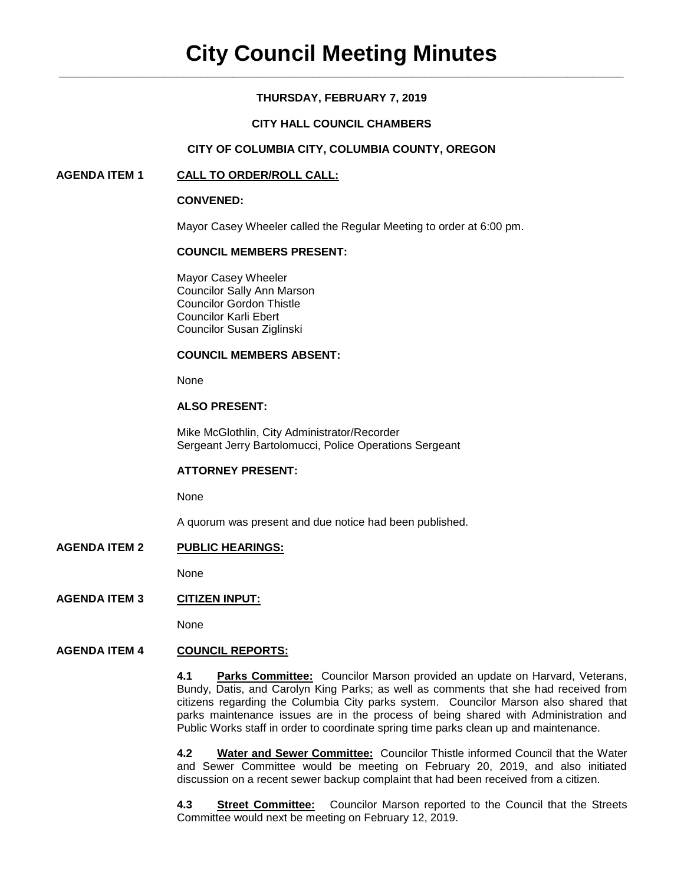# City Council Meeting Minutes

**THURSDAY, FEBRUARY 7, 2019**

**CITY HALL COUNCIL CHAMBERS**

**CITY OF COLUMBIA CITY, COLUMBIA COUNTY, OREGON**

**AGENDA ITEM 1 CALL TO ORDER/ROLL CALL:**

**CONVENED:**

Mayor Casey Wheeler called the Regular Meeting to order at 6:00 pm.

**COUNCIL MEMBERS PRESENT:**

Mayor Casey Wheeler
Councilor Sally Ann Marson
Councilor Gordon Thistle
Councilor Karli Ebert
Councilor Susan Ziglinski

**COUNCIL MEMBERS ABSENT:**

None

**ALSO PRESENT:**

Mike McGlothlin, City Administrator/Recorder
Sergeant Jerry Bartolomucci, Police Operations Sergeant

**ATTORNEY PRESENT:**

None

A quorum was present and due notice had been published.

**AGENDA ITEM 2 PUBLIC HEARINGS:**

None

**AGENDA ITEM 3 CITIZEN INPUT:**

None

**AGENDA ITEM 4 COUNCIL REPORTS:**

**4.1 Parks Committee:** Councilor Marson provided an update on Harvard, Veterans, Bundy, Datis, and Carolyn King Parks; as well as comments that she had received from citizens regarding the Columbia City parks system. Councilor Marson also shared that parks maintenance issues are in the process of being shared with Administration and Public Works staff in order to coordinate spring time parks clean up and maintenance.

**4.2 Water and Sewer Committee:** Councilor Thistle informed Council that the Water and Sewer Committee would be meeting on February 20, 2019, and also initiated discussion on a recent sewer backup complaint that had been received from a citizen.

**4.3 Street Committee:** Councilor Marson reported to the Council that the Streets Committee would next be meeting on February 12, 2019.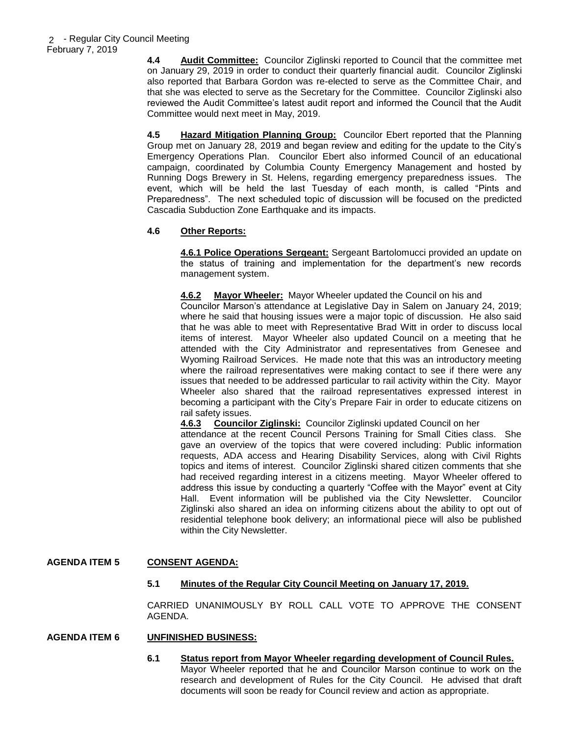**4.4 Audit Committee:** Councilor Ziglinski reported to Council that the committee met on January 29, 2019 in order to conduct their quarterly financial audit. Councilor Ziglinski also reported that Barbara Gordon was re-elected to serve as the Committee Chair, and that she was elected to serve as the Secretary for the Committee. Councilor Ziglinski also reviewed the Audit Committee's latest audit report and informed the Council that the Audit Committee would next meet in May, 2019.

**4.5 Hazard Mitigation Planning Group:** Councilor Ebert reported that the Planning Group met on January 28, 2019 and began review and editing for the update to the City's Emergency Operations Plan. Councilor Ebert also informed Council of an educational campaign, coordinated by Columbia County Emergency Management and hosted by Running Dogs Brewery in St. Helens, regarding emergency preparedness issues. The event, which will be held the last Tuesday of each month, is called "Pints and Preparedness". The next scheduled topic of discussion will be focused on the predicted Cascadia Subduction Zone Earthquake and its impacts.

**4.6 Other Reports:**

**4.6.1 Police Operations Sergeant:** Sergeant Bartolomucci provided an update on the status of training and implementation for the department's new records management system.

**4.6.2 Mayor Wheeler:** Mayor Wheeler updated the Council on his and Councilor Marson's attendance at Legislative Day in Salem on January 24, 2019; where he said that housing issues were a major topic of discussion. He also said that he was able to meet with Representative Brad Witt in order to discuss local items of interest. Mayor Wheeler also updated Council on a meeting that he attended with the City Administrator and representatives from Genesee and Wyoming Railroad Services. He made note that this was an introductory meeting where the railroad representatives were making contact to see if there were any issues that needed to be addressed particular to rail activity within the City. Mayor Wheeler also shared that the railroad representatives expressed interest in becoming a participant with the City's Prepare Fair in order to educate citizens on rail safety issues.

**4.6.3 Councilor Ziglinski:** Councilor Ziglinski updated Council on her attendance at the recent Council Persons Training for Small Cities class. She gave an overview of the topics that were covered including: Public information requests, ADA access and Hearing Disability Services, along with Civil Rights topics and items of interest. Councilor Ziglinski shared citizen comments that she had received regarding interest in a citizens meeting. Mayor Wheeler offered to address this issue by conducting a quarterly "Coffee with the Mayor" event at City Hall. Event information will be published via the City Newsletter. Councilor Ziglinski also shared an idea on informing citizens about the ability to opt out of residential telephone book delivery; an informational piece will also be published within the City Newsletter.

## AGENDA ITEM 5 CONSENT AGENDA:

**5.1 Minutes of the Regular City Council Meeting on January 17, 2019.**

CARRIED UNANIMOUSLY BY ROLL CALL VOTE TO APPROVE THE CONSENT AGENDA.

## AGENDA ITEM 6 UNFINISHED BUSINESS:

**6.1 Status report from Mayor Wheeler regarding development of Council Rules.**

Mayor Wheeler reported that he and Councilor Marson continue to work on the research and development of Rules for the City Council. He advised that draft documents will soon be ready for Council review and action as appropriate.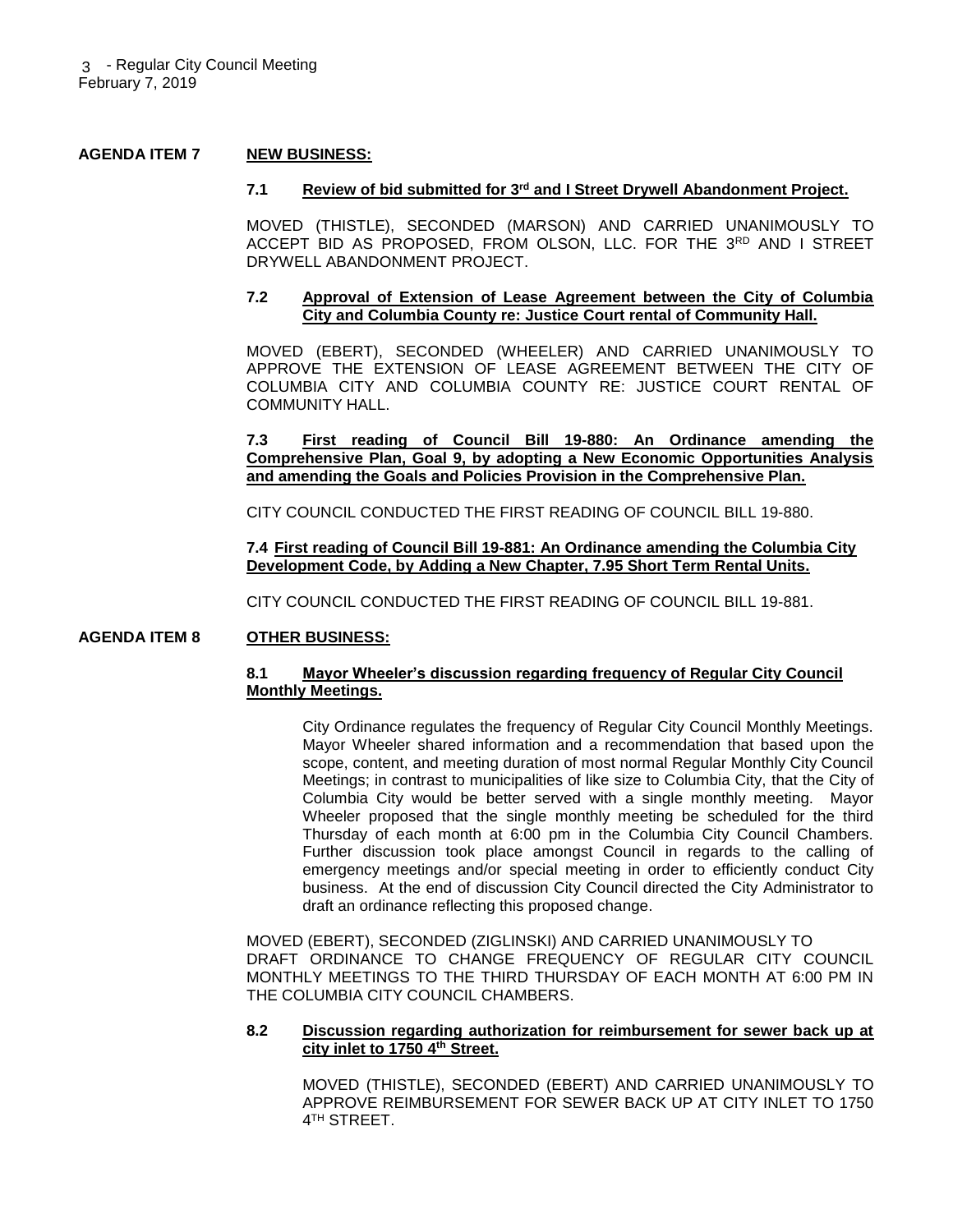**AGENDA ITEM 7 NEW BUSINESS:**

**7.1 Review of bid submitted for 3rd and I Street Drywell Abandonment Project.**

MOVED (THISTLE), SECONDED (MARSON) AND CARRIED UNANIMOUSLY TO ACCEPT BID AS PROPOSED, FROM OLSON, LLC. FOR THE 3RD AND I STREET DRYWELL ABANDONMENT PROJECT.

**7.2 Approval of Extension of Lease Agreement between the City of Columbia City and Columbia County re: Justice Court rental of Community Hall.**

MOVED (EBERT), SECONDED (WHEELER) AND CARRIED UNANIMOUSLY TO APPROVE THE EXTENSION OF LEASE AGREEMENT BETWEEN THE CITY OF COLUMBIA CITY AND COLUMBIA COUNTY RE: JUSTICE COURT RENTAL OF COMMUNITY HALL.

**7.3 First reading of Council Bill 19-880: An Ordinance amending the Comprehensive Plan, Goal 9, by adopting a New Economic Opportunities Analysis and amending the Goals and Policies Provision in the Comprehensive Plan.**

CITY COUNCIL CONDUCTED THE FIRST READING OF COUNCIL BILL 19-880.

**7.4 First reading of Council Bill 19-881: An Ordinance amending the Columbia City Development Code, by Adding a New Chapter, 7.95 Short Term Rental Units.**

CITY COUNCIL CONDUCTED THE FIRST READING OF COUNCIL BILL 19-881.

**AGENDA ITEM 8 OTHER BUSINESS:**

**8.1 Mayor Wheeler's discussion regarding frequency of Regular City Council Monthly Meetings.**

City Ordinance regulates the frequency of Regular City Council Monthly Meetings. Mayor Wheeler shared information and a recommendation that based upon the scope, content, and meeting duration of most normal Regular Monthly City Council Meetings; in contrast to municipalities of like size to Columbia City, that the City of Columbia City would be better served with a single monthly meeting. Mayor Wheeler proposed that the single monthly meeting be scheduled for the third Thursday of each month at 6:00 pm in the Columbia City Council Chambers. Further discussion took place amongst Council in regards to the calling of emergency meetings and/or special meeting in order to efficiently conduct City business. At the end of discussion City Council directed the City Administrator to draft an ordinance reflecting this proposed change.

MOVED (EBERT), SECONDED (ZIGLINSKI) AND CARRIED UNANIMOUSLY TO DRAFT ORDINANCE TO CHANGE FREQUENCY OF REGULAR CITY COUNCIL MONTHLY MEETINGS TO THE THIRD THURSDAY OF EACH MONTH AT 6:00 PM IN THE COLUMBIA CITY COUNCIL CHAMBERS.

**8.2 Discussion regarding authorization for reimbursement for sewer back up at city inlet to 1750 4th Street.**

MOVED (THISTLE), SECONDED (EBERT) AND CARRIED UNANIMOUSLY TO APPROVE REIMBURSEMENT FOR SEWER BACK UP AT CITY INLET TO 1750 4TH STREET.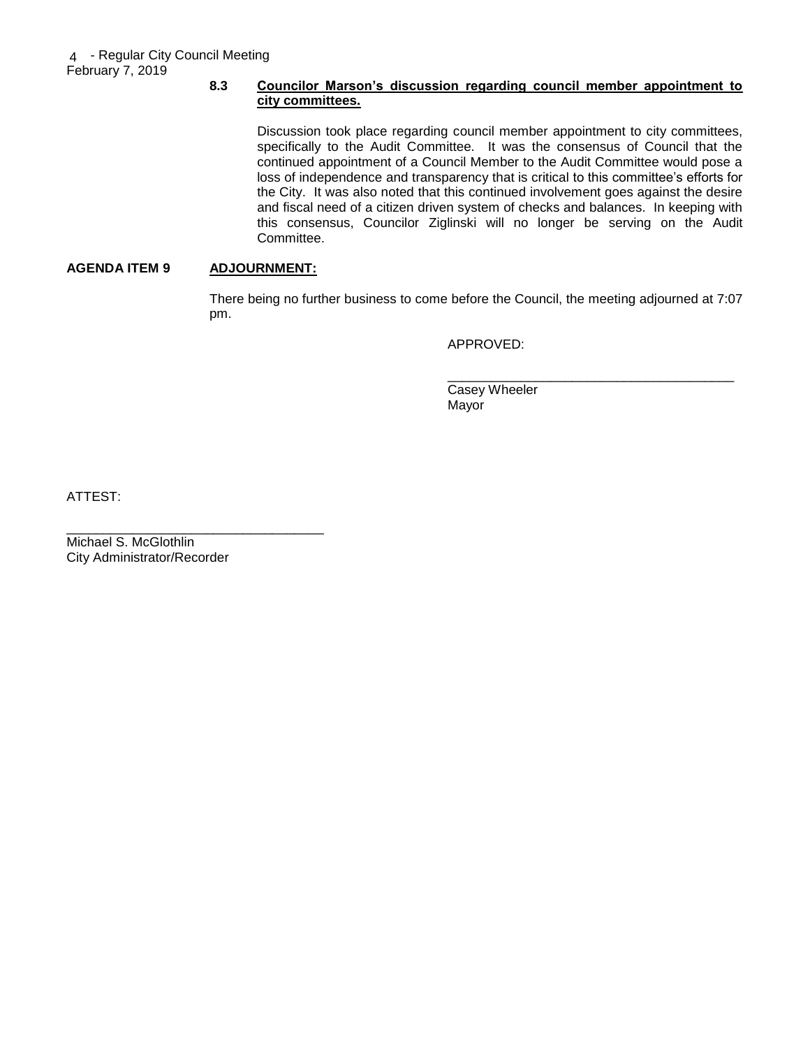**8.3 Councilor Marson's discussion regarding council member appointment to city committees.**

Discussion took place regarding council member appointment to city committees, specifically to the Audit Committee. It was the consensus of Council that the continued appointment of a Council Member to the Audit Committee would pose a loss of independence and transparency that is critical to this committee's efforts for the City. It was also noted that this continued involvement goes against the desire and fiscal need of a citizen driven system of checks and balances. In keeping with this consensus, Councilor Ziglinski will no longer be serving on the Audit Committee.

**AGENDA ITEM 9 ADJOURNMENT:**

There being no further business to come before the Council, the meeting adjourned at 7:07 pm.

APPROVED:

_________________________________________

Casey Wheeler
Mayor

ATTEST:

_____________________________________

Michael S. McGlothlin
City Administrator/Recorder